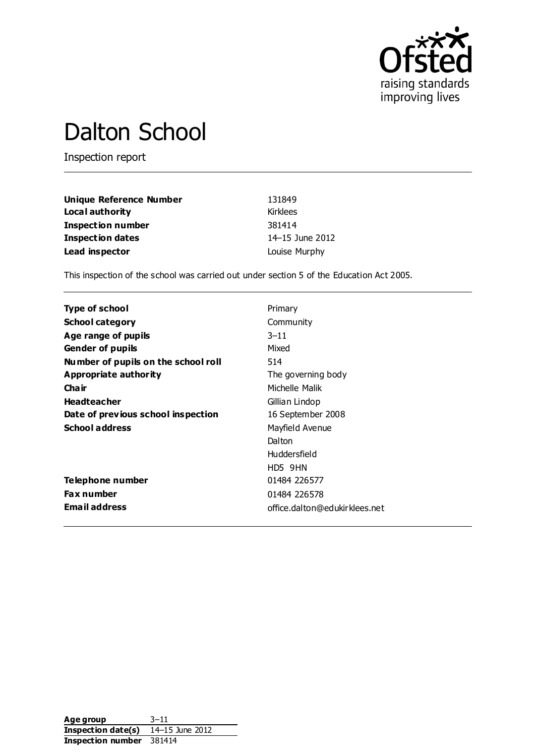Ofsted
raising standards
improving lives

# Dalton School

Inspection report

| | |
|---|---|
| **Unique Reference Number** | 131849 |
| **Local authority** | Kirklees |
| **Inspection number** | 381414 |
| **Inspection dates** | 14–15 June 2012 |
| **Lead inspector** | Louise Murphy |

This inspection of the school was carried out under section 5 of the Education Act 2005.

| | |
|---|---|
| **Type of school** | Primary |
| **School category** | Community |
| **Age range of pupils** | 3–11 |
| **Gender of pupils** | Mixed |
| **Number of pupils on the school roll** | 514 |
| **Appropriate authority** | The governing body |
| **Chair** | Michelle Malik |
| **Headteacher** | Gillian Lindop |
| **Date of previous school inspection** | 16 September 2008 |
| **School address** | Mayfield Avenue<br>Dalton<br>Huddersfield<br>HD5 9HN |
| **Telephone number** | 01484 226577 |
| **Fax number** | 01484 226578 |
| **Email address** | office.dalton@edukirklees.net |

| | |
|---|---|
| **Age group** | 3–11 |
| **Inspection date(s)** | 14–15 June 2012 |
| **Inspection number** | 381414 |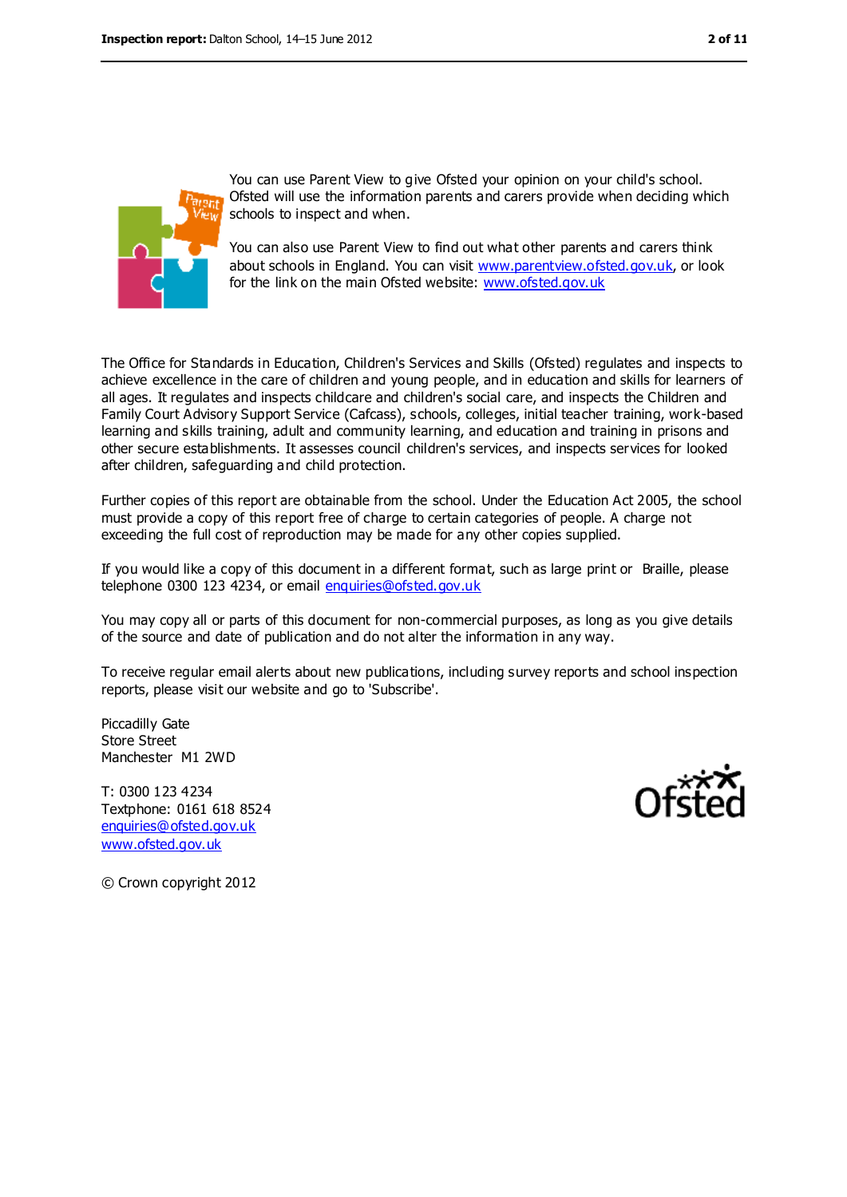You can use Parent View to give Ofsted your opinion on your child's school. Ofsted will use the information parents and carers provide when deciding which schools to inspect and when.

You can also use Parent View to find out what other parents and carers think about schools in England. You can visit www.parentview.ofsted.gov.uk, or look for the link on the main Ofsted website: www.ofsted.gov.uk

The Office for Standards in Education, Children's Services and Skills (Ofsted) regulates and inspects to achieve excellence in the care of children and young people, and in education and skills for learners of all ages. It regulates and inspects childcare and children's social care, and inspects the Children and Family Court Advisory Support Service (Cafcass), schools, colleges, initial teacher training, work-based learning and skills training, adult and community learning, and education and training in prisons and other secure establishments. It assesses council children's services, and inspects services for looked after children, safeguarding and child protection.

Further copies of this report are obtainable from the school. Under the Education Act 2005, the school must provide a copy of this report free of charge to certain categories of people. A charge not exceeding the full cost of reproduction may be made for any other copies supplied.

If you would like a copy of this document in a different format, such as large print or Braille, please telephone 0300 123 4234, or email enquiries@ofsted.gov.uk

You may copy all or parts of this document for non-commercial purposes, as long as you give details of the source and date of publication and do not alter the information in any way.

To receive regular email alerts about new publications, including survey reports and school inspection reports, please visit our website and go to 'Subscribe'.

Piccadilly Gate
Store Street
Manchester M1 2WD

T: 0300 123 4234
Textphone: 0161 618 8524
enquiries@ofsted.gov.uk
www.ofsted.gov.uk

© Crown copyright 2012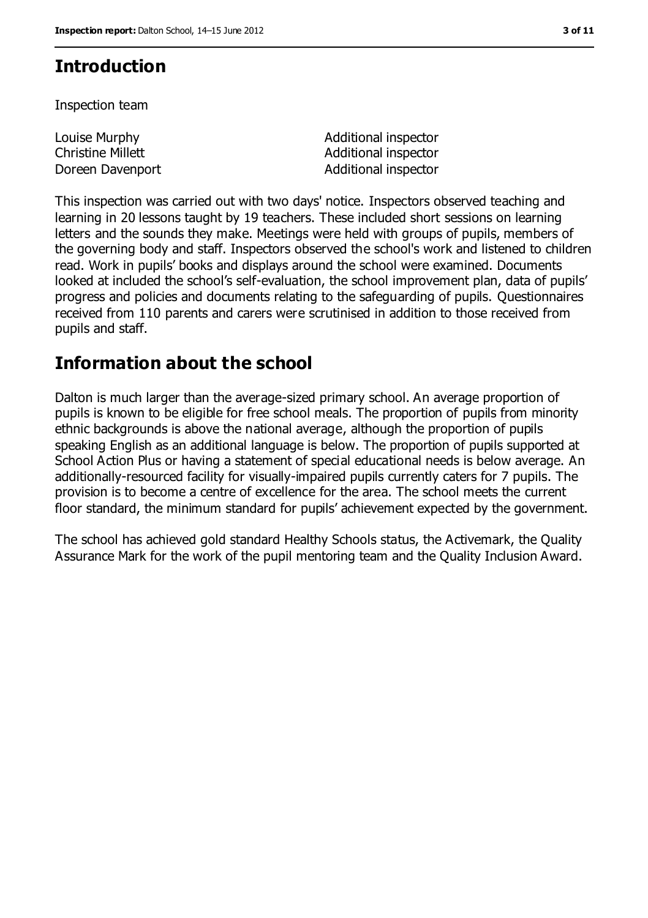## Introduction

Inspection team

| | |
|---|---|
| Louise Murphy | Additional inspector |
| Christine Millett | Additional inspector |
| Doreen Davenport | Additional inspector |

This inspection was carried out with two days' notice. Inspectors observed teaching and learning in 20 lessons taught by 19 teachers. These included short sessions on learning letters and the sounds they make. Meetings were held with groups of pupils, members of the governing body and staff. Inspectors observed the school's work and listened to children read. Work in pupils' books and displays around the school were examined. Documents looked at included the school's self-evaluation, the school improvement plan, data of pupils' progress and policies and documents relating to the safeguarding of pupils. Questionnaires received from 110 parents and carers were scrutinised in addition to those received from pupils and staff.

## Information about the school

Dalton is much larger than the average-sized primary school. An average proportion of pupils is known to be eligible for free school meals. The proportion of pupils from minority ethnic backgrounds is above the national average, although the proportion of pupils speaking English as an additional language is below. The proportion of pupils supported at School Action Plus or having a statement of special educational needs is below average. An additionally-resourced facility for visually-impaired pupils currently caters for 7 pupils. The provision is to become a centre of excellence for the area. The school meets the current floor standard, the minimum standard for pupils' achievement expected by the government.

The school has achieved gold standard Healthy Schools status, the Activemark, the Quality Assurance Mark for the work of the pupil mentoring team and the Quality Inclusion Award.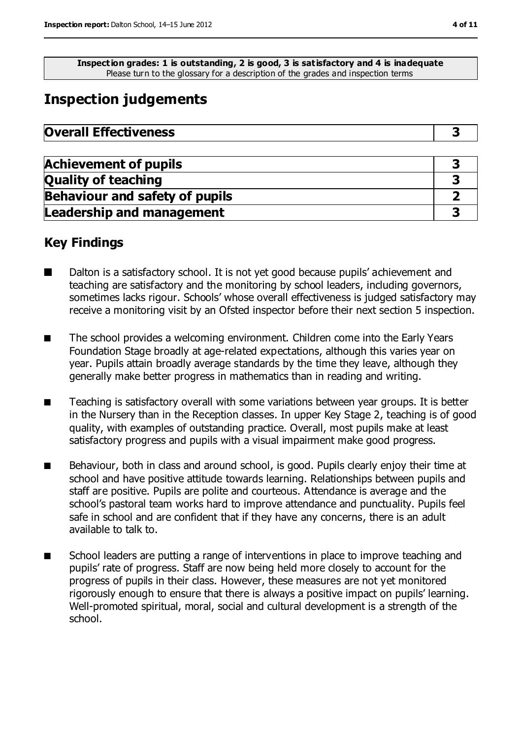**Inspection grades: 1 is outstanding, 2 is good, 3 is satisfactory and 4 is inadequate**
Please turn to the glossary for a description of the grades and inspection terms

# Inspection judgements

| **Overall Effectiveness** | **3** |
| --- | --- |

| | |
| --- | --- |
| **Achievement of pupils** | **3** |
| **Quality of teaching** | **3** |
| **Behaviour and safety of pupils** | **2** |
| **Leadership and management** | **3** |

## Key Findings

- Dalton is a satisfactory school. It is not yet good because pupils' achievement and teaching are satisfactory and the monitoring by school leaders, including governors, sometimes lacks rigour. Schools' whose overall effectiveness is judged satisfactory may receive a monitoring visit by an Ofsted inspector before their next section 5 inspection.
- The school provides a welcoming environment. Children come into the Early Years Foundation Stage broadly at age-related expectations, although this varies year on year. Pupils attain broadly average standards by the time they leave, although they generally make better progress in mathematics than in reading and writing.
- Teaching is satisfactory overall with some variations between year groups. It is better in the Nursery than in the Reception classes. In upper Key Stage 2, teaching is of good quality, with examples of outstanding practice. Overall, most pupils make at least satisfactory progress and pupils with a visual impairment make good progress.
- Behaviour, both in class and around school, is good. Pupils clearly enjoy their time at school and have positive attitude towards learning. Relationships between pupils and staff are positive. Pupils are polite and courteous. Attendance is average and the school's pastoral team works hard to improve attendance and punctuality. Pupils feel safe in school and are confident that if they have any concerns, there is an adult available to talk to.
- School leaders are putting a range of interventions in place to improve teaching and pupils' rate of progress. Staff are now being held more closely to account for the progress of pupils in their class. However, these measures are not yet monitored rigorously enough to ensure that there is always a positive impact on pupils' learning. Well-promoted spiritual, moral, social and cultural development is a strength of the school.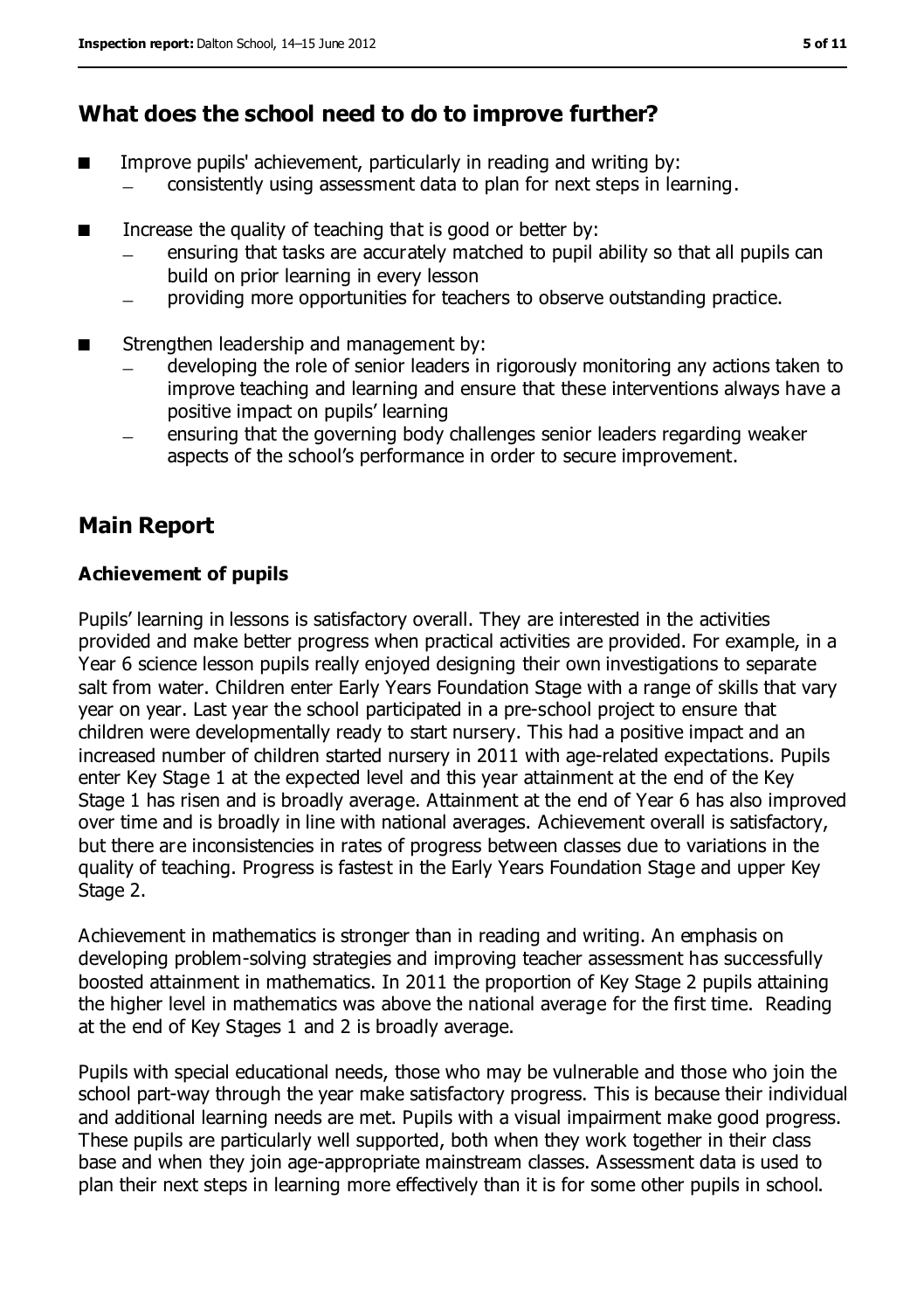## What does the school need to do to improve further?

- Improve pupils' achievement, particularly in reading and writing by:
  - consistently using assessment data to plan for next steps in learning.
- Increase the quality of teaching that is good or better by:
  - ensuring that tasks are accurately matched to pupil ability so that all pupils can build on prior learning in every lesson
  - providing more opportunities for teachers to observe outstanding practice.
- Strengthen leadership and management by:
  - developing the role of senior leaders in rigorously monitoring any actions taken to improve teaching and learning and ensure that these interventions always have a positive impact on pupils' learning
  - ensuring that the governing body challenges senior leaders regarding weaker aspects of the school's performance in order to secure improvement.

## Main Report

### Achievement of pupils

Pupils' learning in lessons is satisfactory overall. They are interested in the activities provided and make better progress when practical activities are provided. For example, in a Year 6 science lesson pupils really enjoyed designing their own investigations to separate salt from water. Children enter Early Years Foundation Stage with a range of skills that vary year on year. Last year the school participated in a pre-school project to ensure that children were developmentally ready to start nursery. This had a positive impact and an increased number of children started nursery in 2011 with age-related expectations. Pupils enter Key Stage 1 at the expected level and this year attainment at the end of the Key Stage 1 has risen and is broadly average. Attainment at the end of Year 6 has also improved over time and is broadly in line with national averages. Achievement overall is satisfactory, but there are inconsistencies in rates of progress between classes due to variations in the quality of teaching. Progress is fastest in the Early Years Foundation Stage and upper Key Stage 2.

Achievement in mathematics is stronger than in reading and writing. An emphasis on developing problem-solving strategies and improving teacher assessment has successfully boosted attainment in mathematics. In 2011 the proportion of Key Stage 2 pupils attaining the higher level in mathematics was above the national average for the first time. Reading at the end of Key Stages 1 and 2 is broadly average.

Pupils with special educational needs, those who may be vulnerable and those who join the school part-way through the year make satisfactory progress. This is because their individual and additional learning needs are met. Pupils with a visual impairment make good progress. These pupils are particularly well supported, both when they work together in their class base and when they join age-appropriate mainstream classes. Assessment data is used to plan their next steps in learning more effectively than it is for some other pupils in school.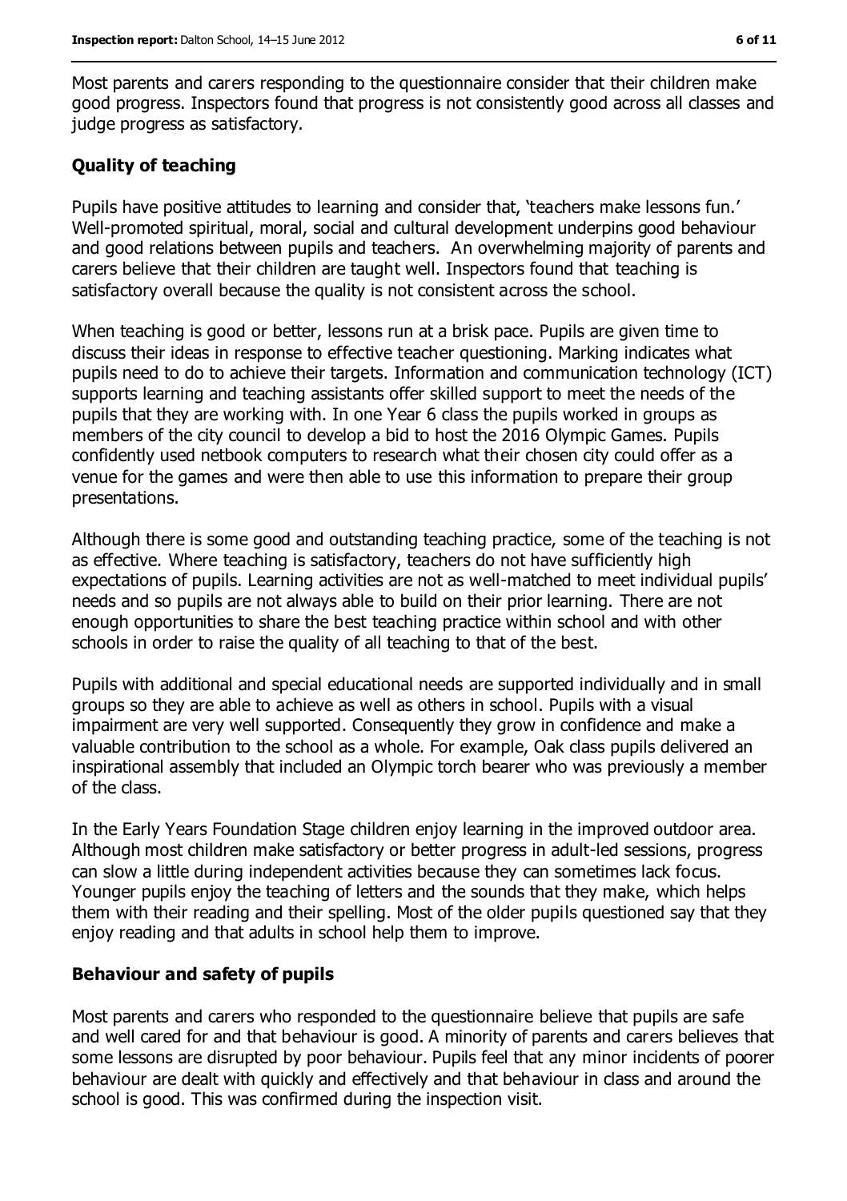Most parents and carers responding to the questionnaire consider that their children make good progress. Inspectors found that progress is not consistently good across all classes and judge progress as satisfactory.

### Quality of teaching

Pupils have positive attitudes to learning and consider that, 'teachers make lessons fun.' Well-promoted spiritual, moral, social and cultural development underpins good behaviour and good relations between pupils and teachers. An overwhelming majority of parents and carers believe that their children are taught well. Inspectors found that teaching is satisfactory overall because the quality is not consistent across the school.

When teaching is good or better, lessons run at a brisk pace. Pupils are given time to discuss their ideas in response to effective teacher questioning. Marking indicates what pupils need to do to achieve their targets. Information and communication technology (ICT) supports learning and teaching assistants offer skilled support to meet the needs of the pupils that they are working with. In one Year 6 class the pupils worked in groups as members of the city council to develop a bid to host the 2016 Olympic Games. Pupils confidently used netbook computers to research what their chosen city could offer as a venue for the games and were then able to use this information to prepare their group presentations.

Although there is some good and outstanding teaching practice, some of the teaching is not as effective. Where teaching is satisfactory, teachers do not have sufficiently high expectations of pupils. Learning activities are not as well-matched to meet individual pupils' needs and so pupils are not always able to build on their prior learning. There are not enough opportunities to share the best teaching practice within school and with other schools in order to raise the quality of all teaching to that of the best.

Pupils with additional and special educational needs are supported individually and in small groups so they are able to achieve as well as others in school. Pupils with a visual impairment are very well supported. Consequently they grow in confidence and make a valuable contribution to the school as a whole. For example, Oak class pupils delivered an inspirational assembly that included an Olympic torch bearer who was previously a member of the class.

In the Early Years Foundation Stage children enjoy learning in the improved outdoor area. Although most children make satisfactory or better progress in adult-led sessions, progress can slow a little during independent activities because they can sometimes lack focus. Younger pupils enjoy the teaching of letters and the sounds that they make, which helps them with their reading and their spelling. Most of the older pupils questioned say that they enjoy reading and that adults in school help them to improve.

### Behaviour and safety of pupils

Most parents and carers who responded to the questionnaire believe that pupils are safe and well cared for and that behaviour is good. A minority of parents and carers believes that some lessons are disrupted by poor behaviour. Pupils feel that any minor incidents of poorer behaviour are dealt with quickly and effectively and that behaviour in class and around the school is good. This was confirmed during the inspection visit.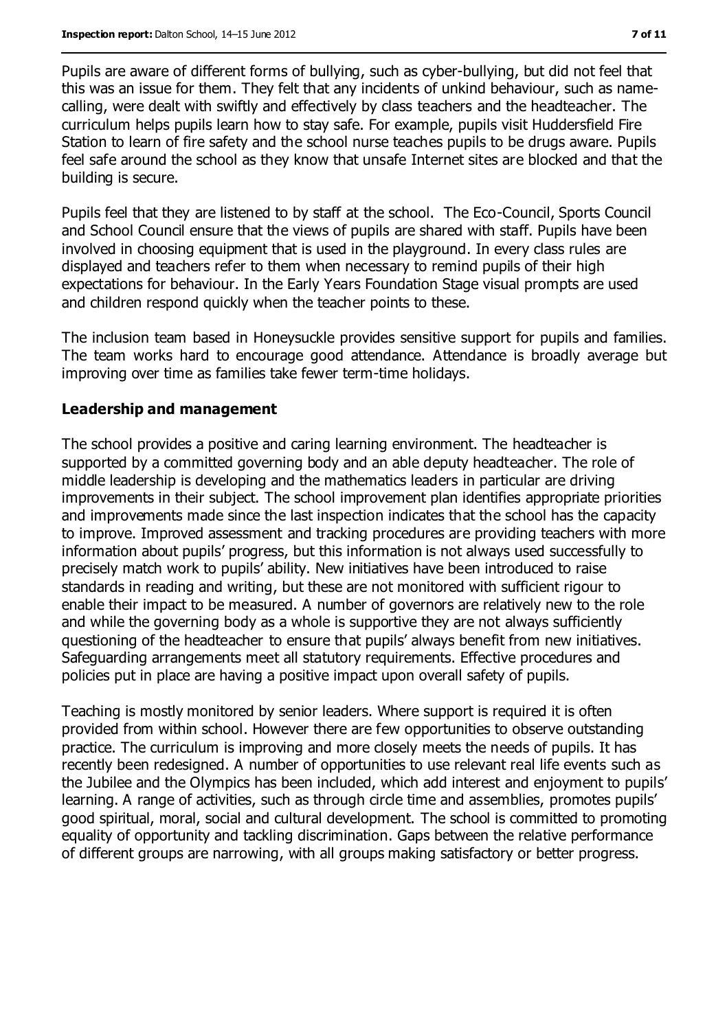Pupils are aware of different forms of bullying, such as cyber-bullying, but did not feel that this was an issue for them. They felt that any incidents of unkind behaviour, such as name-calling, were dealt with swiftly and effectively by class teachers and the headteacher. The curriculum helps pupils learn how to stay safe. For example, pupils visit Huddersfield Fire Station to learn of fire safety and the school nurse teaches pupils to be drugs aware. Pupils feel safe around the school as they know that unsafe Internet sites are blocked and that the building is secure.

Pupils feel that they are listened to by staff at the school. The Eco-Council, Sports Council and School Council ensure that the views of pupils are shared with staff. Pupils have been involved in choosing equipment that is used in the playground. In every class rules are displayed and teachers refer to them when necessary to remind pupils of their high expectations for behaviour. In the Early Years Foundation Stage visual prompts are used and children respond quickly when the teacher points to these.

The inclusion team based in Honeysuckle provides sensitive support for pupils and families. The team works hard to encourage good attendance. Attendance is broadly average but improving over time as families take fewer term-time holidays.

## Leadership and management

The school provides a positive and caring learning environment. The headteacher is supported by a committed governing body and an able deputy headteacher. The role of middle leadership is developing and the mathematics leaders in particular are driving improvements in their subject. The school improvement plan identifies appropriate priorities and improvements made since the last inspection indicates that the school has the capacity to improve. Improved assessment and tracking procedures are providing teachers with more information about pupils' progress, but this information is not always used successfully to precisely match work to pupils' ability. New initiatives have been introduced to raise standards in reading and writing, but these are not monitored with sufficient rigour to enable their impact to be measured. A number of governors are relatively new to the role and while the governing body as a whole is supportive they are not always sufficiently questioning of the headteacher to ensure that pupils' always benefit from new initiatives. Safeguarding arrangements meet all statutory requirements. Effective procedures and policies put in place are having a positive impact upon overall safety of pupils.

Teaching is mostly monitored by senior leaders. Where support is required it is often provided from within school. However there are few opportunities to observe outstanding practice. The curriculum is improving and more closely meets the needs of pupils. It has recently been redesigned. A number of opportunities to use relevant real life events such as the Jubilee and the Olympics has been included, which add interest and enjoyment to pupils' learning. A range of activities, such as through circle time and assemblies, promotes pupils' good spiritual, moral, social and cultural development. The school is committed to promoting equality of opportunity and tackling discrimination. Gaps between the relative performance of different groups are narrowing, with all groups making satisfactory or better progress.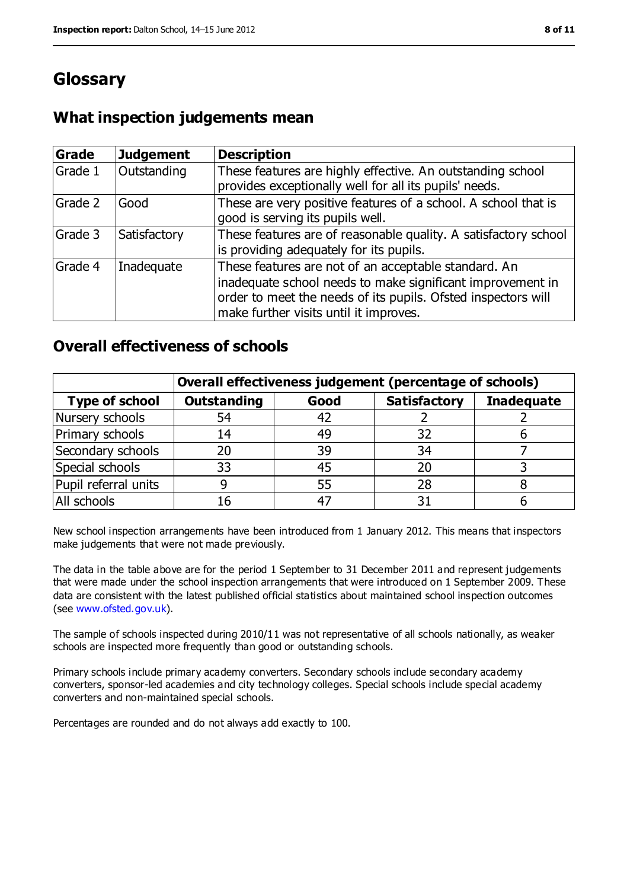# Glossary

## What inspection judgements mean

| Grade | Judgement | Description |
|---|---|---|
| Grade 1 | Outstanding | These features are highly effective. An outstanding school provides exceptionally well for all its pupils' needs. |
| Grade 2 | Good | These are very positive features of a school. A school that is good is serving its pupils well. |
| Grade 3 | Satisfactory | These features are of reasonable quality. A satisfactory school is providing adequately for its pupils. |
| Grade 4 | Inadequate | These features are not of an acceptable standard. An inadequate school needs to make significant improvement in order to meet the needs of its pupils. Ofsted inspectors will make further visits until it improves. |

## Overall effectiveness of schools

| | Overall effectiveness judgement (percentage of schools) | | | |
|---|---|---|---|---|
| **Type of school** | **Outstanding** | **Good** | **Satisfactory** | **Inadequate** |
| Nursery schools | 54 | 42 | 2 | 2 |
| Primary schools | 14 | 49 | 32 | 6 |
| Secondary schools | 20 | 39 | 34 | 7 |
| Special schools | 33 | 45 | 20 | 3 |
| Pupil referral units | 9 | 55 | 28 | 8 |
| All schools | 16 | 47 | 31 | 6 |

New school inspection arrangements have been introduced from 1 January 2012. This means that inspectors make judgements that were not made previously.

The data in the table above are for the period 1 September to 31 December 2011 and represent judgements that were made under the school inspection arrangements that were introduced on 1 September 2009. These data are consistent with the latest published official statistics about maintained school inspection outcomes (see www.ofsted.gov.uk).

The sample of schools inspected during 2010/11 was not representative of all schools nationally, as weaker schools are inspected more frequently than good or outstanding schools.

Primary schools include primary academy converters. Secondary schools include secondary academy converters, sponsor-led academies and city technology colleges. Special schools include special academy converters and non-maintained special schools.

Percentages are rounded and do not always add exactly to 100.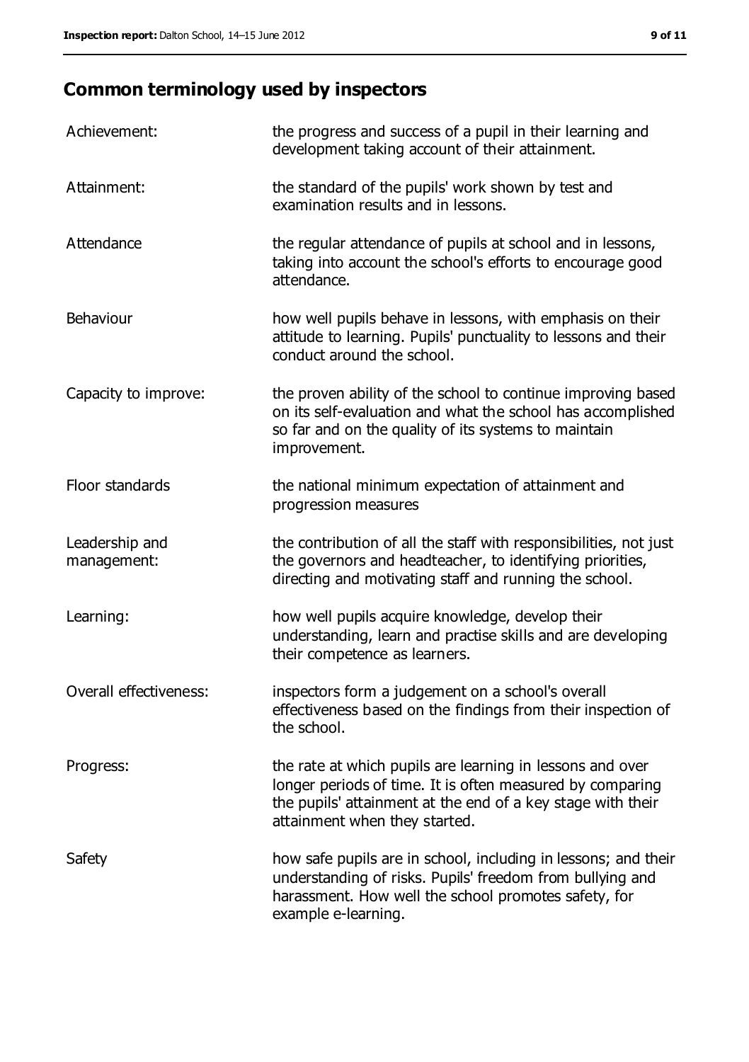## Common terminology used by inspectors

| | |
|---|---|
| Achievement: | the progress and success of a pupil in their learning and development taking account of their attainment. |
| Attainment: | the standard of the pupils' work shown by test and examination results and in lessons. |
| Attendance | the regular attendance of pupils at school and in lessons, taking into account the school's efforts to encourage good attendance. |
| Behaviour | how well pupils behave in lessons, with emphasis on their attitude to learning. Pupils' punctuality to lessons and their conduct around the school. |
| Capacity to improve: | the proven ability of the school to continue improving based on its self-evaluation and what the school has accomplished so far and on the quality of its systems to maintain improvement. |
| Floor standards | the national minimum expectation of attainment and progression measures |
| Leadership and management: | the contribution of all the staff with responsibilities, not just the governors and headteacher, to identifying priorities, directing and motivating staff and running the school. |
| Learning: | how well pupils acquire knowledge, develop their understanding, learn and practise skills and are developing their competence as learners. |
| Overall effectiveness: | inspectors form a judgement on a school's overall effectiveness based on the findings from their inspection of the school. |
| Progress: | the rate at which pupils are learning in lessons and over longer periods of time. It is often measured by comparing the pupils' attainment at the end of a key stage with their attainment when they started. |
| Safety | how safe pupils are in school, including in lessons; and their understanding of risks. Pupils' freedom from bullying and harassment. How well the school promotes safety, for example e-learning. |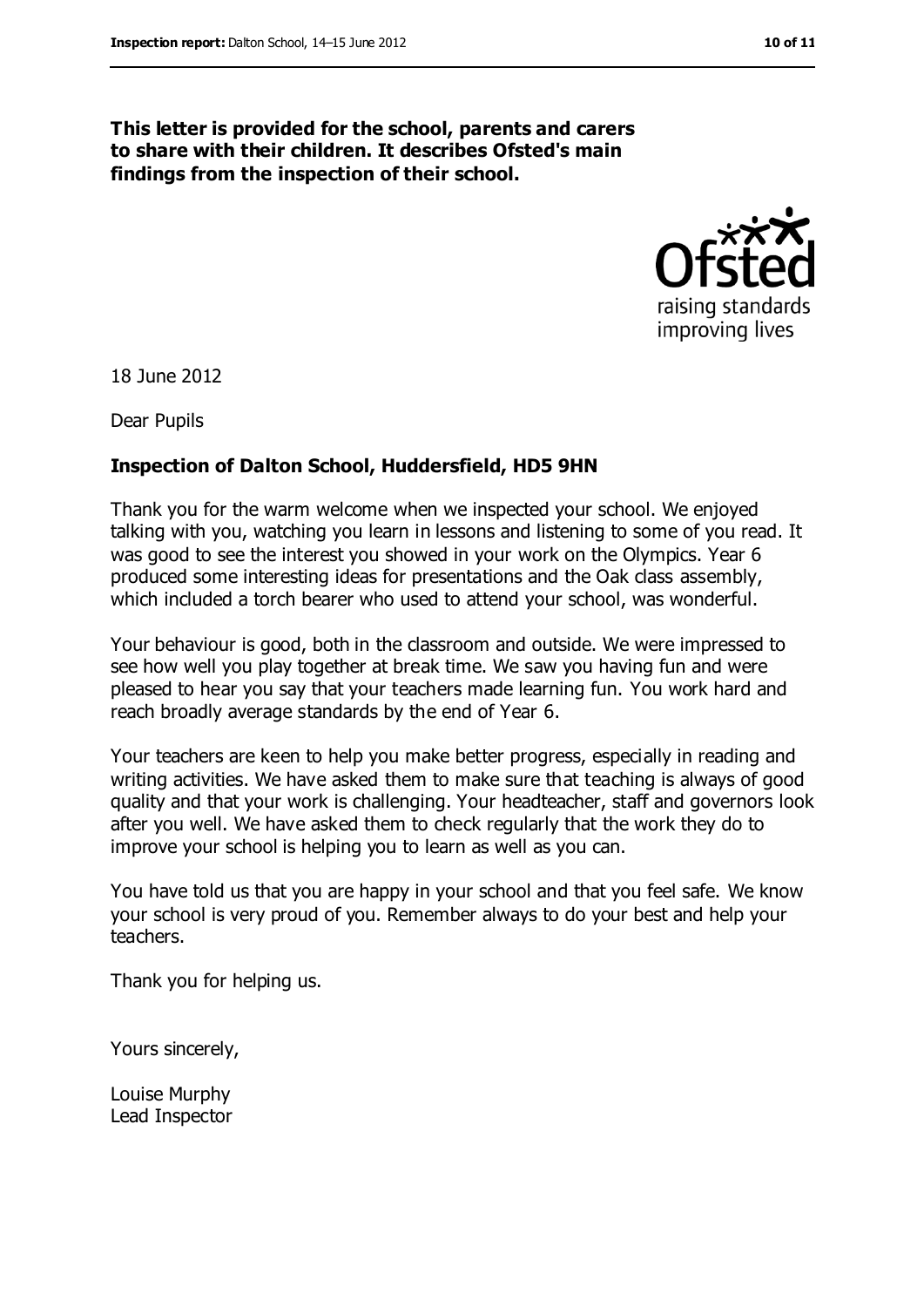**This letter is provided for the school, parents and carers to share with their children. It describes Ofsted's main findings from the inspection of their school.**

18 June 2012

Dear Pupils

**Inspection of Dalton School, Huddersfield, HD5 9HN**

Thank you for the warm welcome when we inspected your school. We enjoyed talking with you, watching you learn in lessons and listening to some of you read. It was good to see the interest you showed in your work on the Olympics. Year 6 produced some interesting ideas for presentations and the Oak class assembly, which included a torch bearer who used to attend your school, was wonderful.

Your behaviour is good, both in the classroom and outside. We were impressed to see how well you play together at break time. We saw you having fun and were pleased to hear you say that your teachers made learning fun. You work hard and reach broadly average standards by the end of Year 6.

Your teachers are keen to help you make better progress, especially in reading and writing activities. We have asked them to make sure that teaching is always of good quality and that your work is challenging. Your headteacher, staff and governors look after you well. We have asked them to check regularly that the work they do to improve your school is helping you to learn as well as you can.

You have told us that you are happy in your school and that you feel safe. We know your school is very proud of you. Remember always to do your best and help your teachers.

Thank you for helping us.

Yours sincerely,

Louise Murphy
Lead Inspector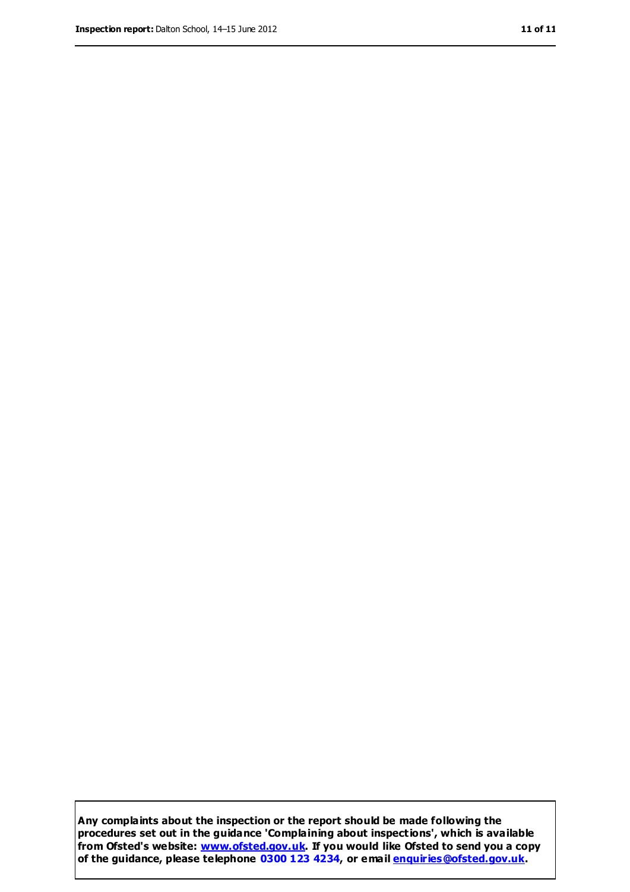**Any complaints about the inspection or the report should be made following the procedures set out in the guidance 'Complaining about inspections', which is available from Ofsted's website: www.ofsted.gov.uk. If you would like Ofsted to send you a copy of the guidance, please telephone 0300 123 4234, or email enquiries@ofsted.gov.uk.**